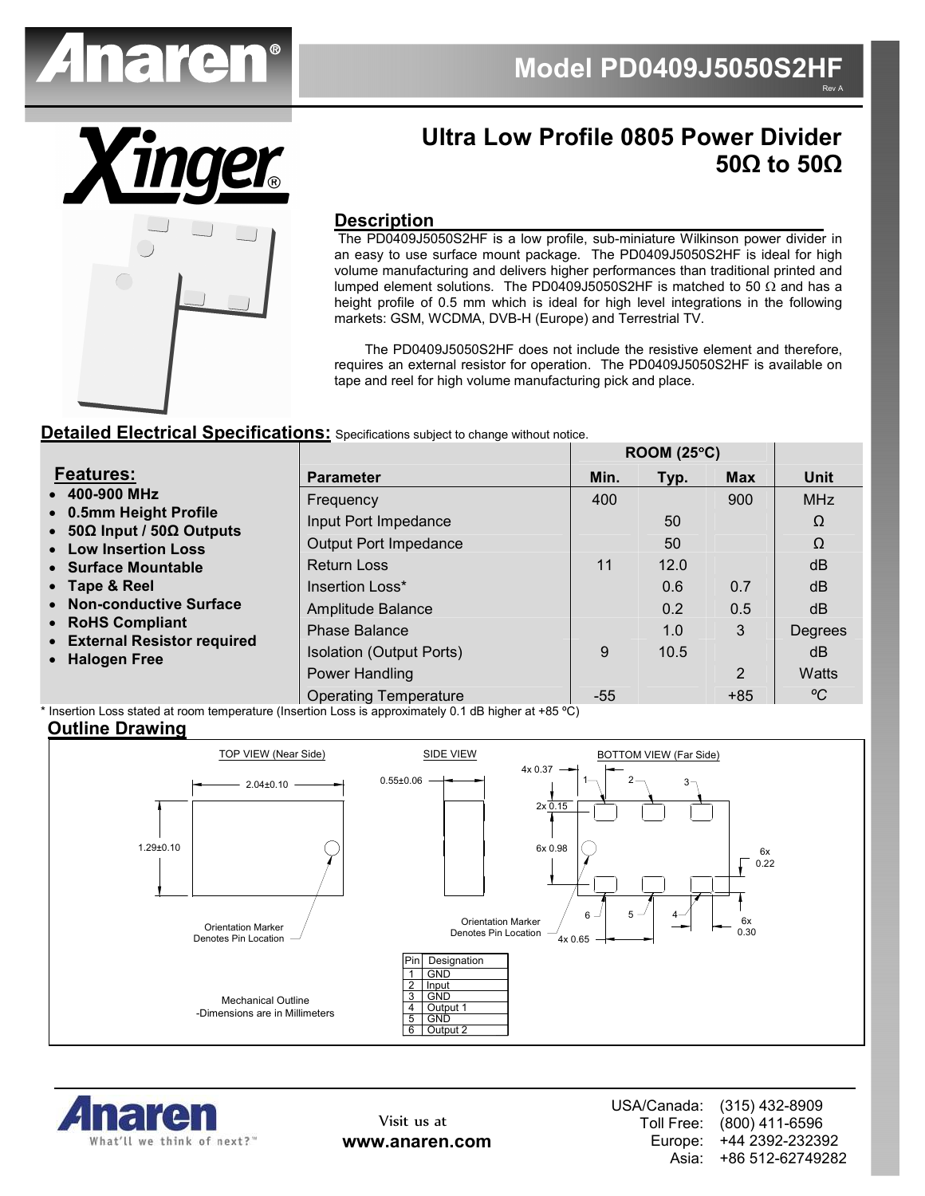# Model PD0409J5050S2HF

Rev A

## Ultra Low Profile 0805 Power Divider 50Ω to 50Ω

### Description

The PD0409J5050S2HF is a low profile, sub-miniature Wilkinson power divider in an easy to use surface mount package. The PD0409J5050S2HF is ideal for high volume manufacturing and delivers higher performances than traditional printed and lumped element solutions. The PD0409J5050S2HF is matched to 50 Ω and has a height profile of 0.5 mm which is ideal for high level integrations in the following markets: GSM, WCDMA, DVB-H (Europe) and Terrestrial TV.

The PD0409J5050S2HF does not include the resistive element and therefore, requires an external resistor for operation. The PD0409J5050S2HF is available on tape and reel for high volume manufacturing pick and place.

### Detailed Electrical Specifications: Specifications subject to change without notice.

**Features:**

- 400-900 MHz
- 0.5mm Height Profile
- 50Ω Input / 50Ω Outputs
- Low Insertion Loss
- Surface Mountable
- Tape & Reel
- Non-conductive Surface
- RoHS Compliant
- External Resistor required
- Halogen Free

| | ROOM (25°C) | | | |
|---|---|---|---|---|
| **Parameter** | **Min.** | **Typ.** | **Max** | **Unit** |
| Frequency | 400 | | 900 | MHz |
| Input Port Impedance | | 50 | | Ω |
| Output Port Impedance | | 50 | | Ω |
| Return Loss | 11 | 12.0 | | dB |
| Insertion Loss* | | 0.6 | 0.7 | dB |
| Amplitude Balance | | 0.2 | 0.5 | dB |
| Phase Balance | | 1.0 | 3 | Degrees |
| Isolation (Output Ports) | 9 | 10.5 | | dB |
| Power Handling | | | 2 | Watts |
| Operating Temperature | -55 | | +85 | ºC |

\* Insertion Loss stated at room temperature (Insertion Loss is approximately 0.1 dB higher at +85 ºC)

### Outline Drawing

TOP VIEW (Near Side) — 2.04±0.10, 1.29±0.10; Orientation Marker Denotes Pin Location

SIDE VIEW — 0.55±0.06

BOTTOM VIEW (Far Side) — 4x 0.37, 2x 0.15, 6x 0.98, 6x 0.22, 6x 0.30, 4x 0.65; Orientation Marker Denotes Pin Location

Mechanical Outline
-Dimensions are in Millimeters

| Pin | Designation |
|---|---|
| 1 | GND |
| 2 | Input |
| 3 | GND |
| 4 | Output 1 |
| 5 | GND |
| 6 | Output 2 |

Visit us at **www.anaren.com**

USA/Canada: (315) 432-8909
Toll Free: (800) 411-6596
Europe: +44 2392-232392
Asia: +86 512-62749282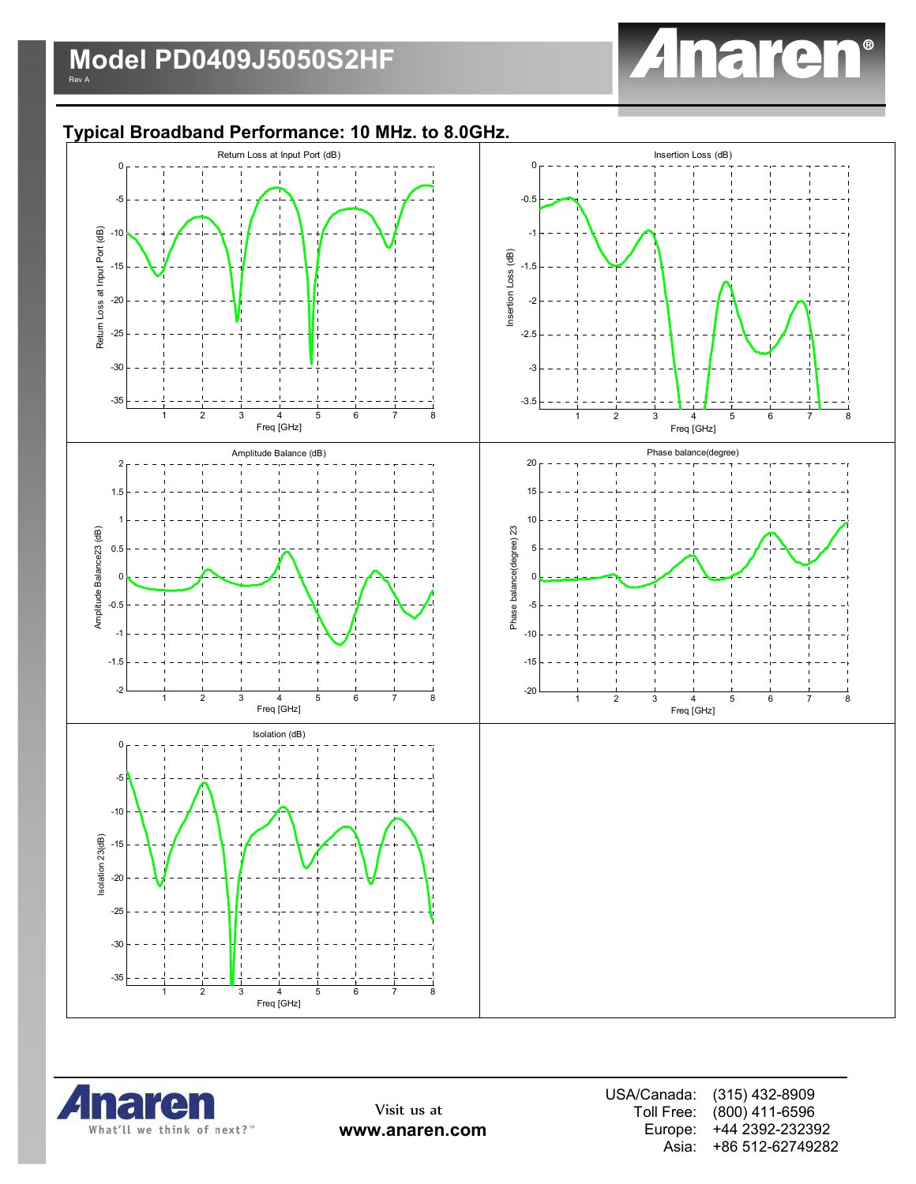## Typical Broadband Performance: 10 MHz. to 8.0GHz.

Return Loss at Input Port (dB)

Insertion Loss (dB)

Amplitude Balance (dB)

Phase balance(degree)

Isolation (dB)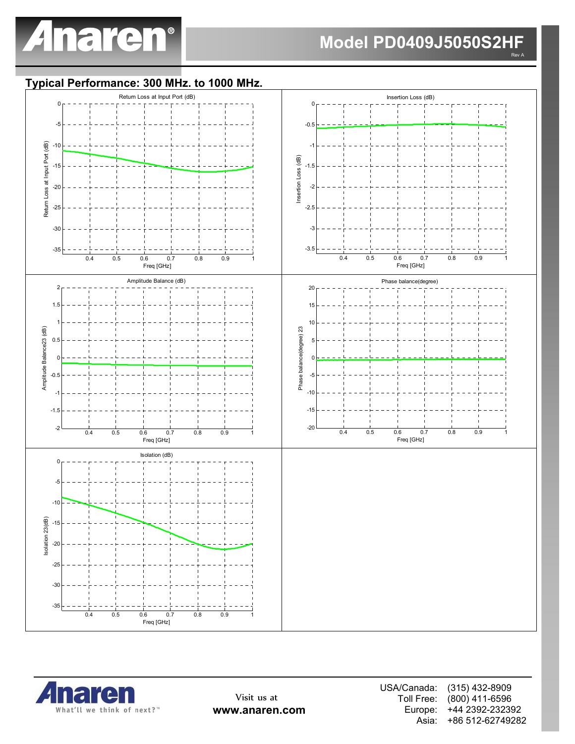## Model PD0409J5050S2HF

Rev A

### Typical Performance: 300 MHz. to 1000 MHz.

Return Loss at Input Port (dB)

Insertion Loss (dB)

Amplitude Balance (dB)

Phase balance(degree)

Isolation (dB)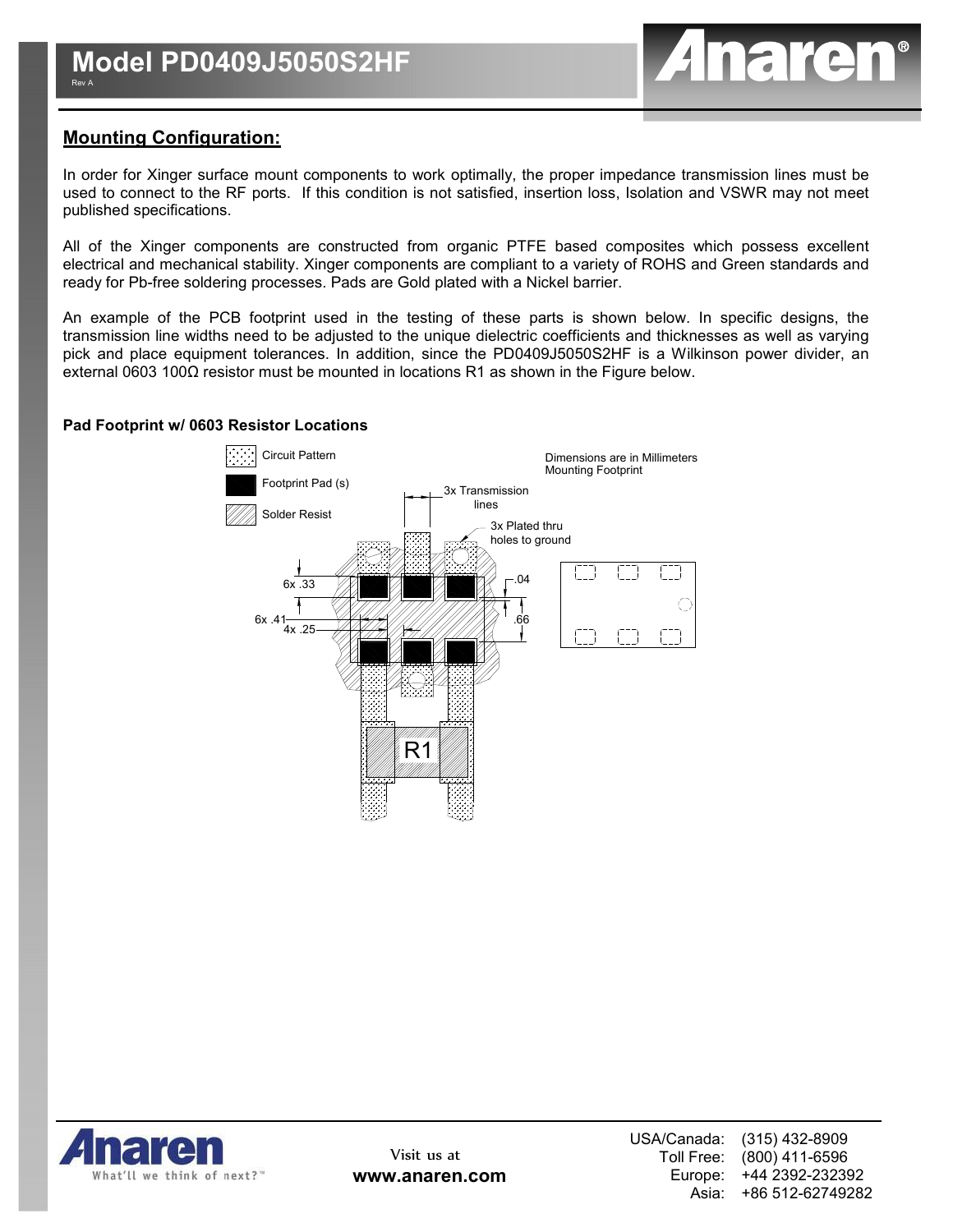## Mounting Configuration:

In order for Xinger surface mount components to work optimally, the proper impedance transmission lines must be used to connect to the RF ports. If this condition is not satisfied, insertion loss, Isolation and VSWR may not meet published specifications.

All of the Xinger components are constructed from organic PTFE based composites which possess excellent electrical and mechanical stability. Xinger components are compliant to a variety of ROHS and Green standards and ready for Pb-free soldering processes. Pads are Gold plated with a Nickel barrier.

An example of the PCB footprint used in the testing of these parts is shown below. In specific designs, the transmission line widths need to be adjusted to the unique dielectric coefficients and thicknesses as well as varying pick and place equipment tolerances. In addition, since the PD0409J5050S2HF is a Wilkinson power divider, an external 0603 100Ω resistor must be mounted in locations R1 as shown in the Figure below.

**Pad Footprint w/ 0603 Resistor Locations**

Circuit Pattern

Footprint Pad (s)

Solder Resist

Dimensions are in Millimeters
Mounting Footprint

3x Transmission lines

3x Plated thru holes to ground

6x .33

6x .41

4x .25

.04

.66

R1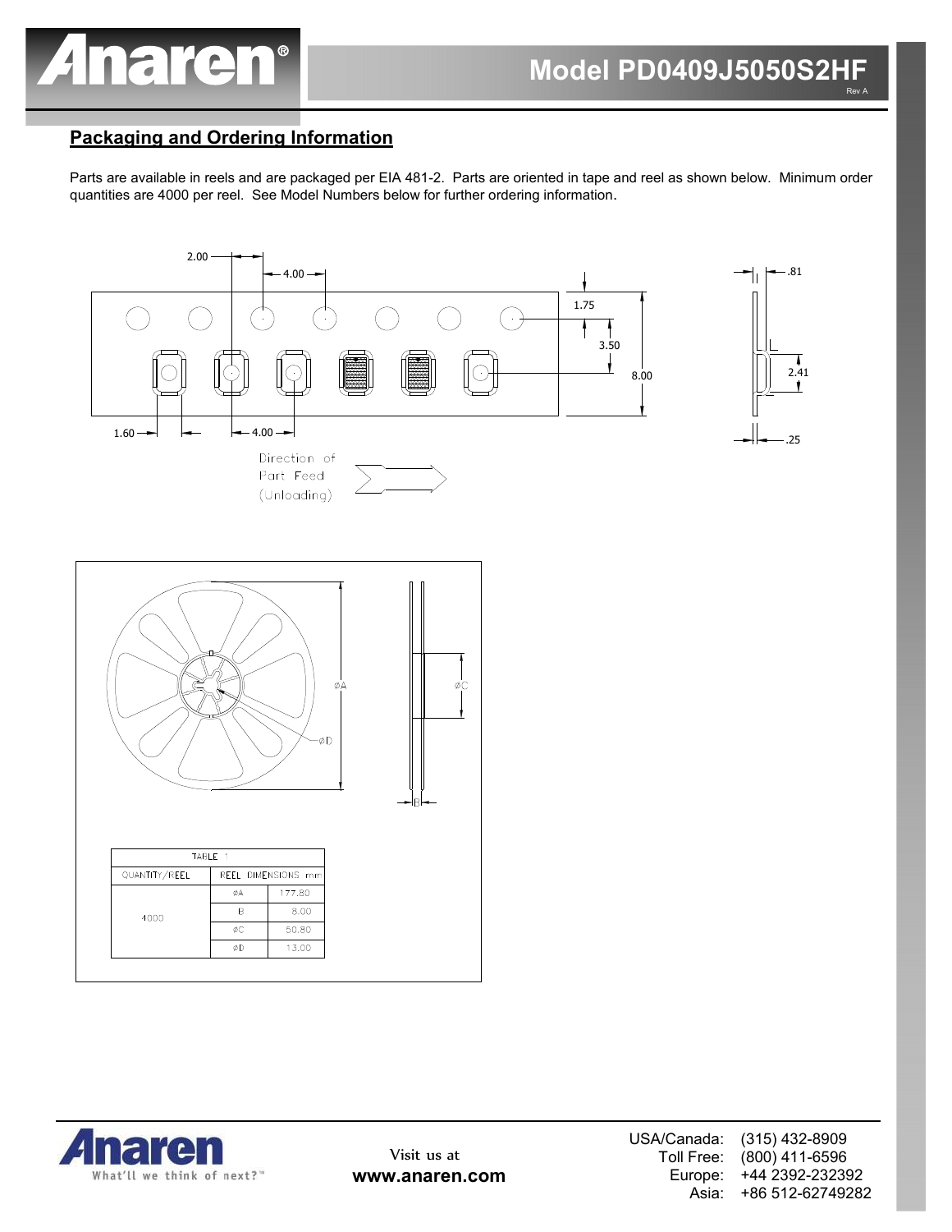## Packaging and Ordering Information

Parts are available in reels and are packaged per EIA 481-2. Parts are oriented in tape and reel as shown below. Minimum order quantities are 4000 per reel. See Model Numbers below for further ordering information.

Direction of Part Feed (Unloading)

| TABLE 1 | | |
|---|---|---|
| QUANTITY/REEL | REEL DIMENSIONS mm | |
| 4000 | øA | 177.80 |
| | B | 8.00 |
| | øC | 50.80 |
| | øD | 13.00 |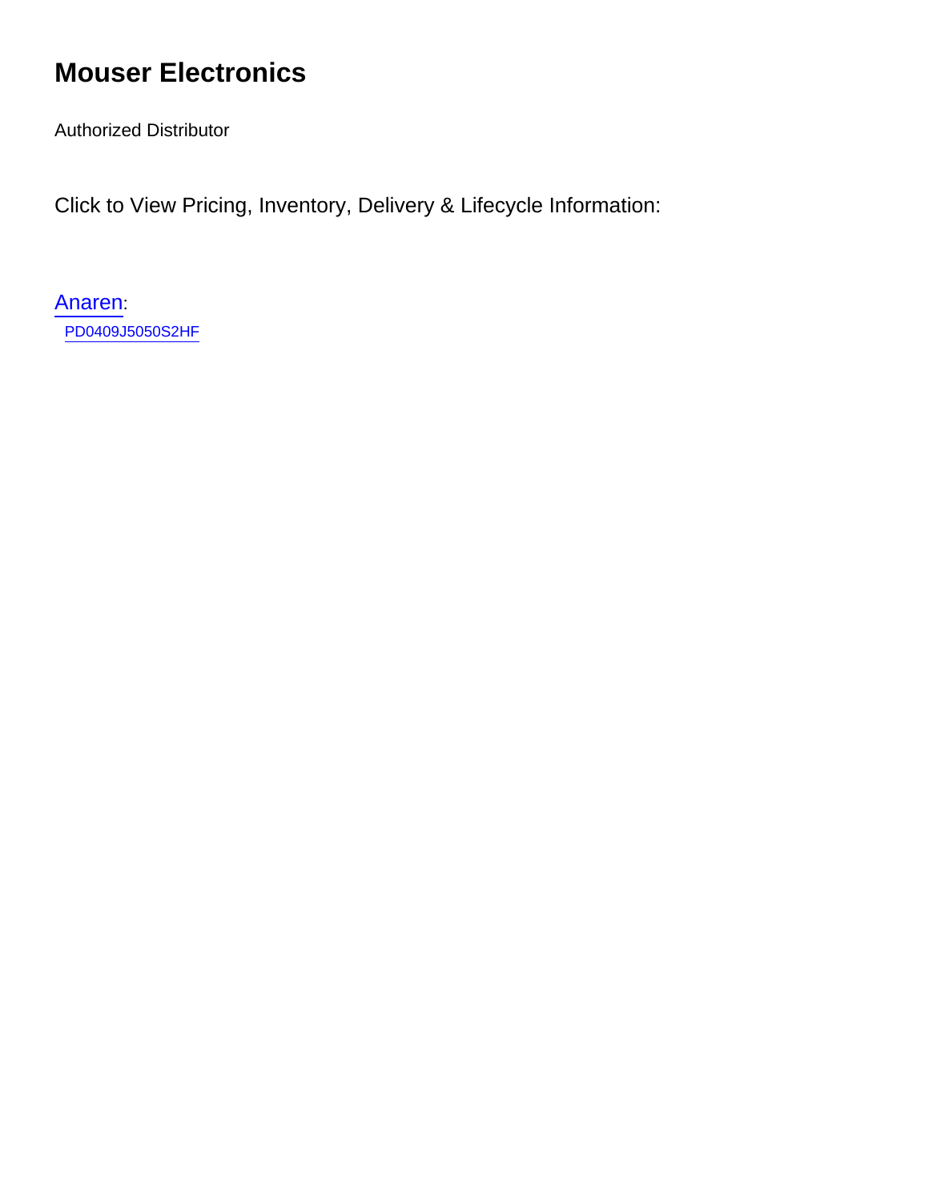# Mouser Electronics

Authorized Distributor

Click to View Pricing, Inventory, Delivery & Lifecycle Information:

Anaren:

PD0409J5050S2HF